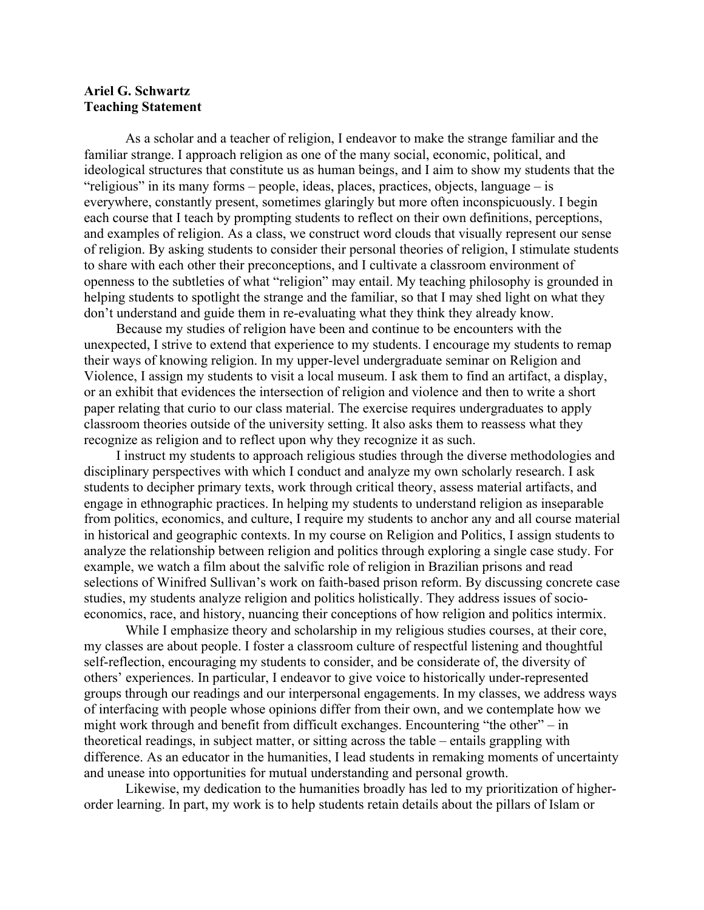**Ariel G. Schwartz**
**Teaching Statement**

As a scholar and a teacher of religion, I endeavor to make the strange familiar and the familiar strange. I approach religion as one of the many social, economic, political, and ideological structures that constitute us as human beings, and I aim to show my students that the "religious" in its many forms – people, ideas, places, practices, objects, language – is everywhere, constantly present, sometimes glaringly but more often inconspicuously. I begin each course that I teach by prompting students to reflect on their own definitions, perceptions, and examples of religion. As a class, we construct word clouds that visually represent our sense of religion. By asking students to consider their personal theories of religion, I stimulate students to share with each other their preconceptions, and I cultivate a classroom environment of openness to the subtleties of what "religion" may entail. My teaching philosophy is grounded in helping students to spotlight the strange and the familiar, so that I may shed light on what they don't understand and guide them in re-evaluating what they think they already know.

Because my studies of religion have been and continue to be encounters with the unexpected, I strive to extend that experience to my students. I encourage my students to remap their ways of knowing religion. In my upper-level undergraduate seminar on Religion and Violence, I assign my students to visit a local museum. I ask them to find an artifact, a display, or an exhibit that evidences the intersection of religion and violence and then to write a short paper relating that curio to our class material. The exercise requires undergraduates to apply classroom theories outside of the university setting. It also asks them to reassess what they recognize as religion and to reflect upon why they recognize it as such.

I instruct my students to approach religious studies through the diverse methodologies and disciplinary perspectives with which I conduct and analyze my own scholarly research. I ask students to decipher primary texts, work through critical theory, assess material artifacts, and engage in ethnographic practices. In helping my students to understand religion as inseparable from politics, economics, and culture, I require my students to anchor any and all course material in historical and geographic contexts. In my course on Religion and Politics, I assign students to analyze the relationship between religion and politics through exploring a single case study. For example, we watch a film about the salvific role of religion in Brazilian prisons and read selections of Winifred Sullivan's work on faith-based prison reform. By discussing concrete case studies, my students analyze religion and politics holistically. They address issues of socio-economics, race, and history, nuancing their conceptions of how religion and politics intermix.

While I emphasize theory and scholarship in my religious studies courses, at their core, my classes are about people. I foster a classroom culture of respectful listening and thoughtful self-reflection, encouraging my students to consider, and be considerate of, the diversity of others' experiences. In particular, I endeavor to give voice to historically under-represented groups through our readings and our interpersonal engagements. In my classes, we address ways of interfacing with people whose opinions differ from their own, and we contemplate how we might work through and benefit from difficult exchanges. Encountering "the other" – in theoretical readings, in subject matter, or sitting across the table – entails grappling with difference. As an educator in the humanities, I lead students in remaking moments of uncertainty and unease into opportunities for mutual understanding and personal growth.

Likewise, my dedication to the humanities broadly has led to my prioritization of higher-order learning. In part, my work is to help students retain details about the pillars of Islam or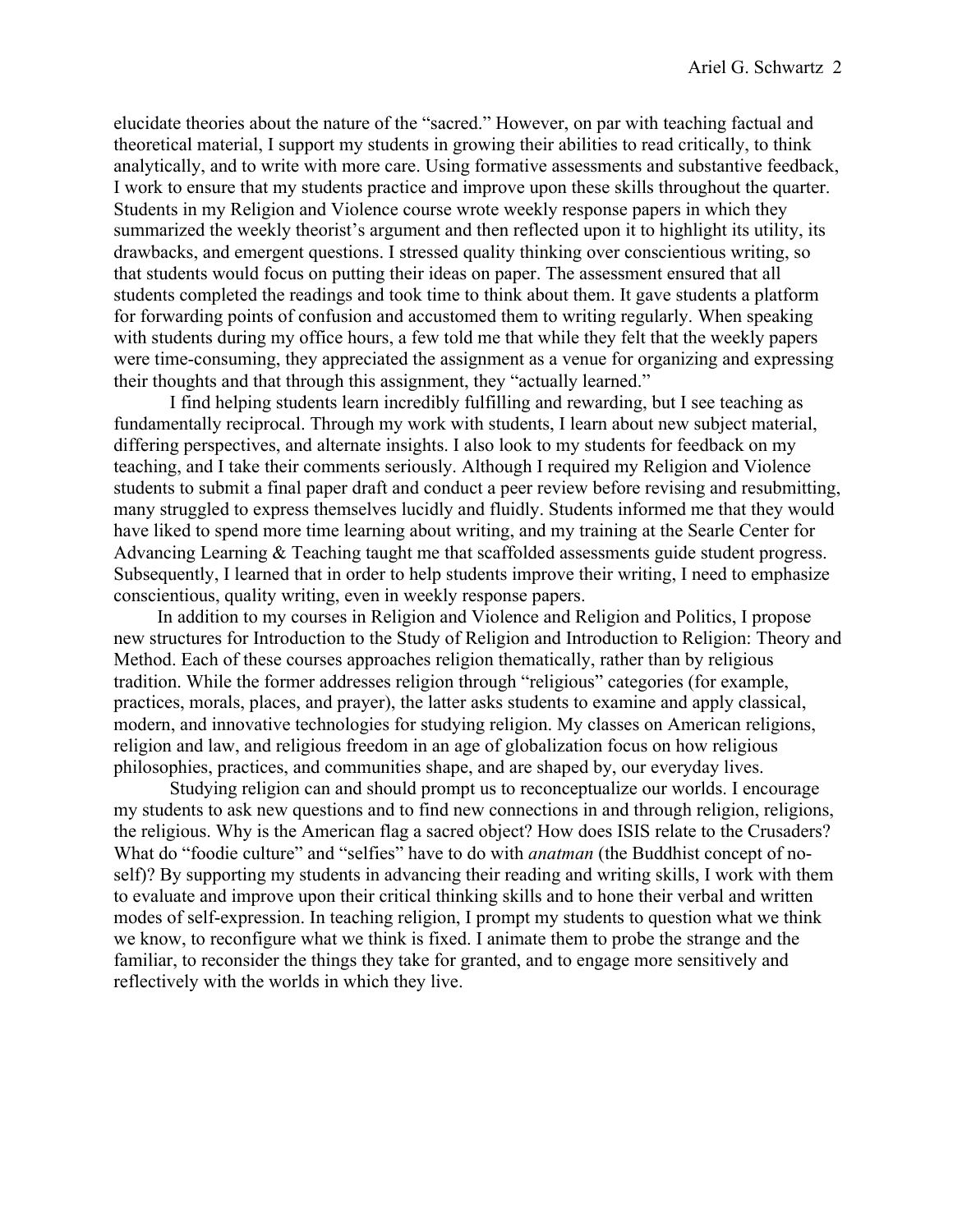elucidate theories about the nature of the "sacred." However, on par with teaching factual and theoretical material, I support my students in growing their abilities to read critically, to think analytically, and to write with more care. Using formative assessments and substantive feedback, I work to ensure that my students practice and improve upon these skills throughout the quarter. Students in my Religion and Violence course wrote weekly response papers in which they summarized the weekly theorist's argument and then reflected upon it to highlight its utility, its drawbacks, and emergent questions. I stressed quality thinking over conscientious writing, so that students would focus on putting their ideas on paper. The assessment ensured that all students completed the readings and took time to think about them. It gave students a platform for forwarding points of confusion and accustomed them to writing regularly. When speaking with students during my office hours, a few told me that while they felt that the weekly papers were time-consuming, they appreciated the assignment as a venue for organizing and expressing their thoughts and that through this assignment, they "actually learned."

I find helping students learn incredibly fulfilling and rewarding, but I see teaching as fundamentally reciprocal. Through my work with students, I learn about new subject material, differing perspectives, and alternate insights. I also look to my students for feedback on my teaching, and I take their comments seriously. Although I required my Religion and Violence students to submit a final paper draft and conduct a peer review before revising and resubmitting, many struggled to express themselves lucidly and fluidly. Students informed me that they would have liked to spend more time learning about writing, and my training at the Searle Center for Advancing Learning & Teaching taught me that scaffolded assessments guide student progress. Subsequently, I learned that in order to help students improve their writing, I need to emphasize conscientious, quality writing, even in weekly response papers.

In addition to my courses in Religion and Violence and Religion and Politics, I propose new structures for Introduction to the Study of Religion and Introduction to Religion: Theory and Method. Each of these courses approaches religion thematically, rather than by religious tradition. While the former addresses religion through "religious" categories (for example, practices, morals, places, and prayer), the latter asks students to examine and apply classical, modern, and innovative technologies for studying religion. My classes on American religions, religion and law, and religious freedom in an age of globalization focus on how religious philosophies, practices, and communities shape, and are shaped by, our everyday lives.

Studying religion can and should prompt us to reconceptualize our worlds. I encourage my students to ask new questions and to find new connections in and through religion, religions, the religious. Why is the American flag a sacred object? How does ISIS relate to the Crusaders? What do "foodie culture" and "selfies" have to do with *anatman* (the Buddhist concept of no-self)? By supporting my students in advancing their reading and writing skills, I work with them to evaluate and improve upon their critical thinking skills and to hone their verbal and written modes of self-expression. In teaching religion, I prompt my students to question what we think we know, to reconfigure what we think is fixed. I animate them to probe the strange and the familiar, to reconsider the things they take for granted, and to engage more sensitively and reflectively with the worlds in which they live.